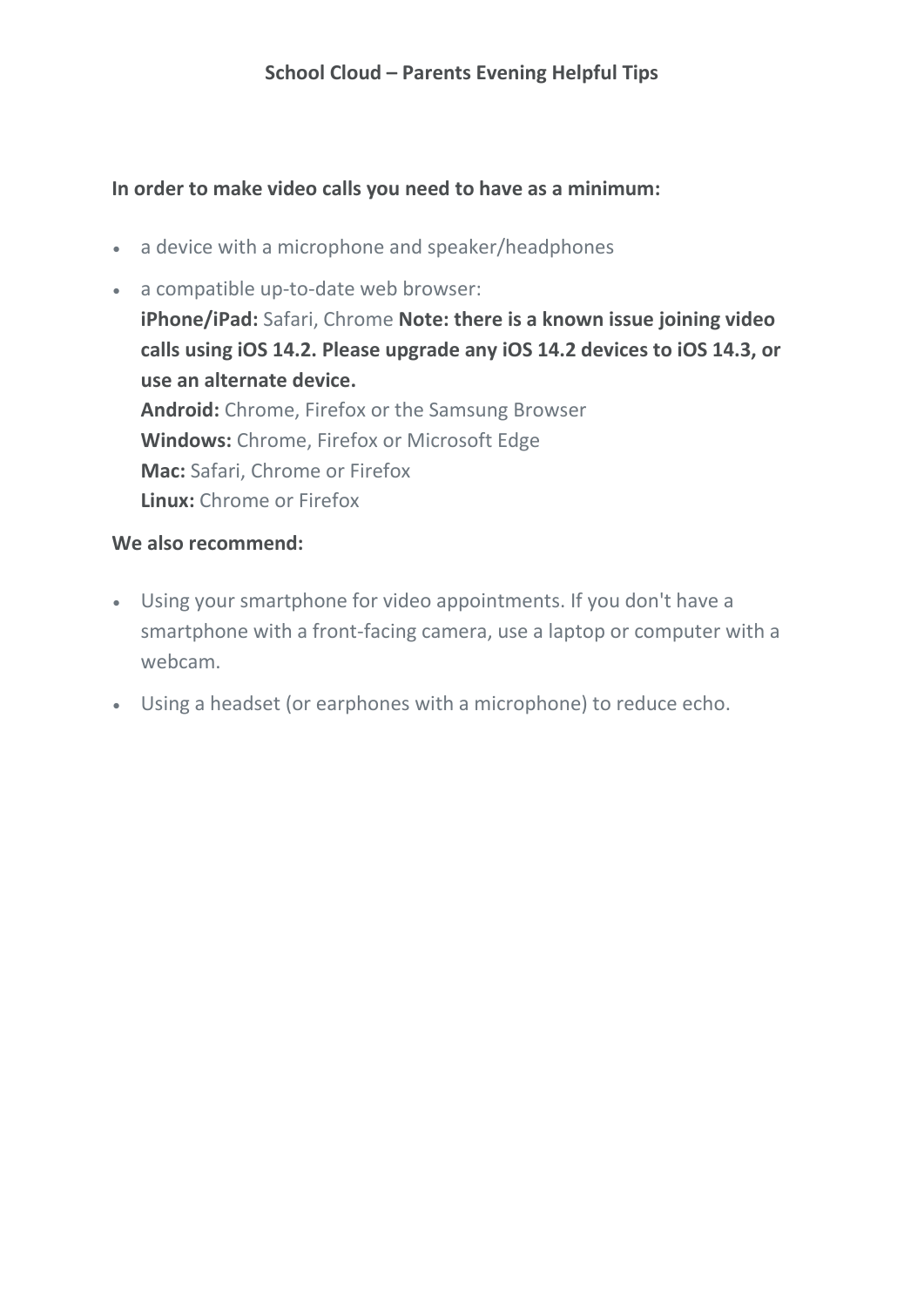# School Cloud – Parents Evening Helpful Tips

**In order to make video calls you need to have as a minimum:**

- a device with a microphone and speaker/headphones
- a compatible up-to-date web browser:
  **iPhone/iPad:** Safari, Chrome **Note: there is a known issue joining video calls using iOS 14.2. Please upgrade any iOS 14.2 devices to iOS 14.3, or use an alternate device.**
  **Android:** Chrome, Firefox or the Samsung Browser
  **Windows:** Chrome, Firefox or Microsoft Edge
  **Mac:** Safari, Chrome or Firefox
  **Linux:** Chrome or Firefox

**We also recommend:**

- Using your smartphone for video appointments. If you don't have a smartphone with a front-facing camera, use a laptop or computer with a webcam.
- Using a headset (or earphones with a microphone) to reduce echo.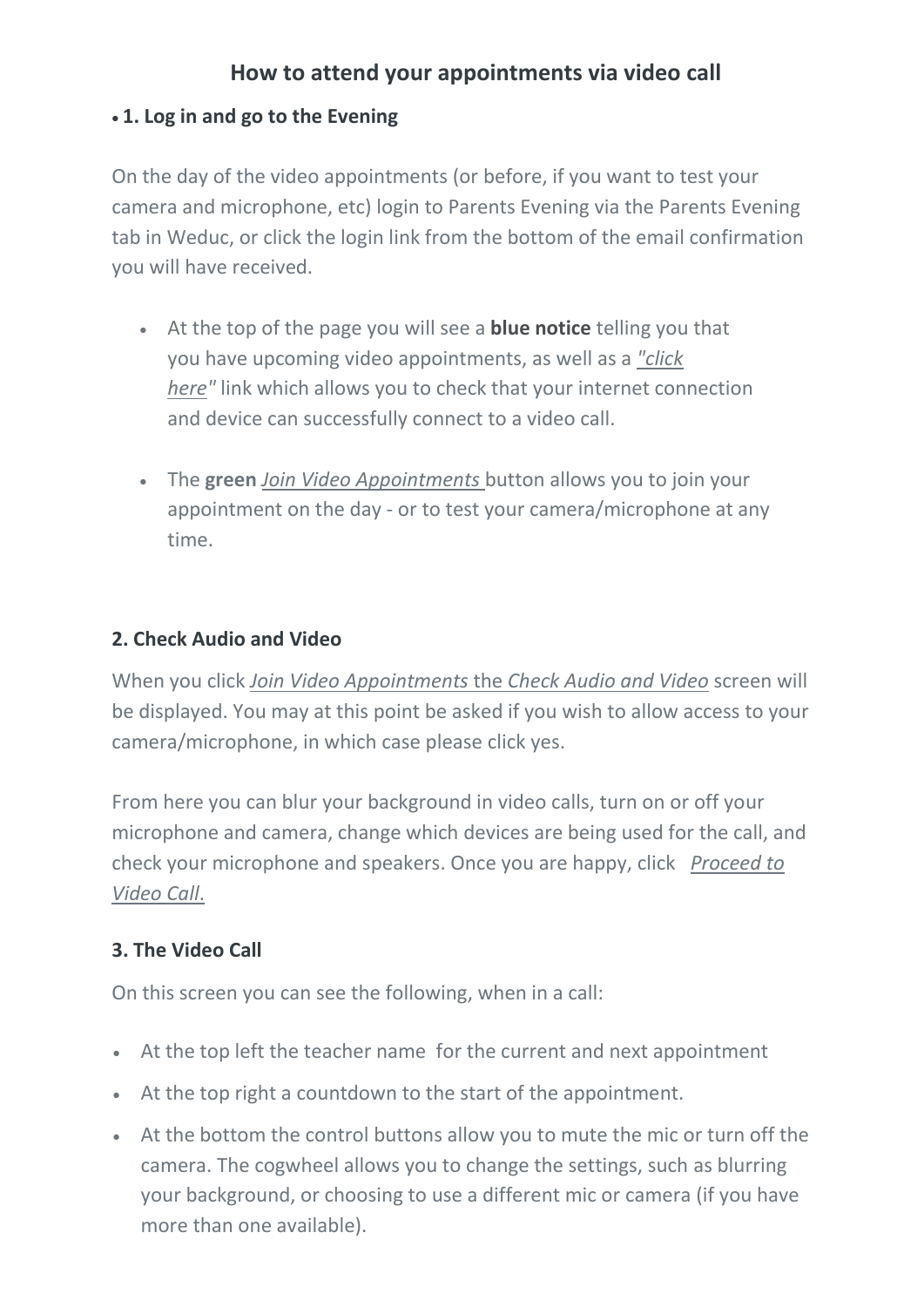# How to attend your appointments via video call

- **1. Log in and go to the Evening**

On the day of the video appointments (or before, if you want to test your camera and microphone, etc) login to Parents Evening via the Parents Evening tab in Weduc, or click the login link from the bottom of the email confirmation you will have received.

- At the top of the page you will see a **blue notice** telling you that you have upcoming video appointments, as well as a *"click here"* link which allows you to check that your internet connection and device can successfully connect to a video call.

- The **green** *Join Video Appointments* button allows you to join your appointment on the day - or to test your camera/microphone at any time.

### 2. Check Audio and Video

When you click *Join Video Appointments* the *Check Audio and Video* screen will be displayed. You may at this point be asked if you wish to allow access to your camera/microphone, in which case please click yes.

From here you can blur your background in video calls, turn on or off your microphone and camera, change which devices are being used for the call, and check your microphone and speakers. Once you are happy, click *Proceed to Video Call*.

### 3. The Video Call

On this screen you can see the following, when in a call:

- At the top left the teacher name for the current and next appointment
- At the top right a countdown to the start of the appointment.
- At the bottom the control buttons allow you to mute the mic or turn off the camera. The cogwheel allows you to change the settings, such as blurring your background, or choosing to use a different mic or camera (if you have more than one available).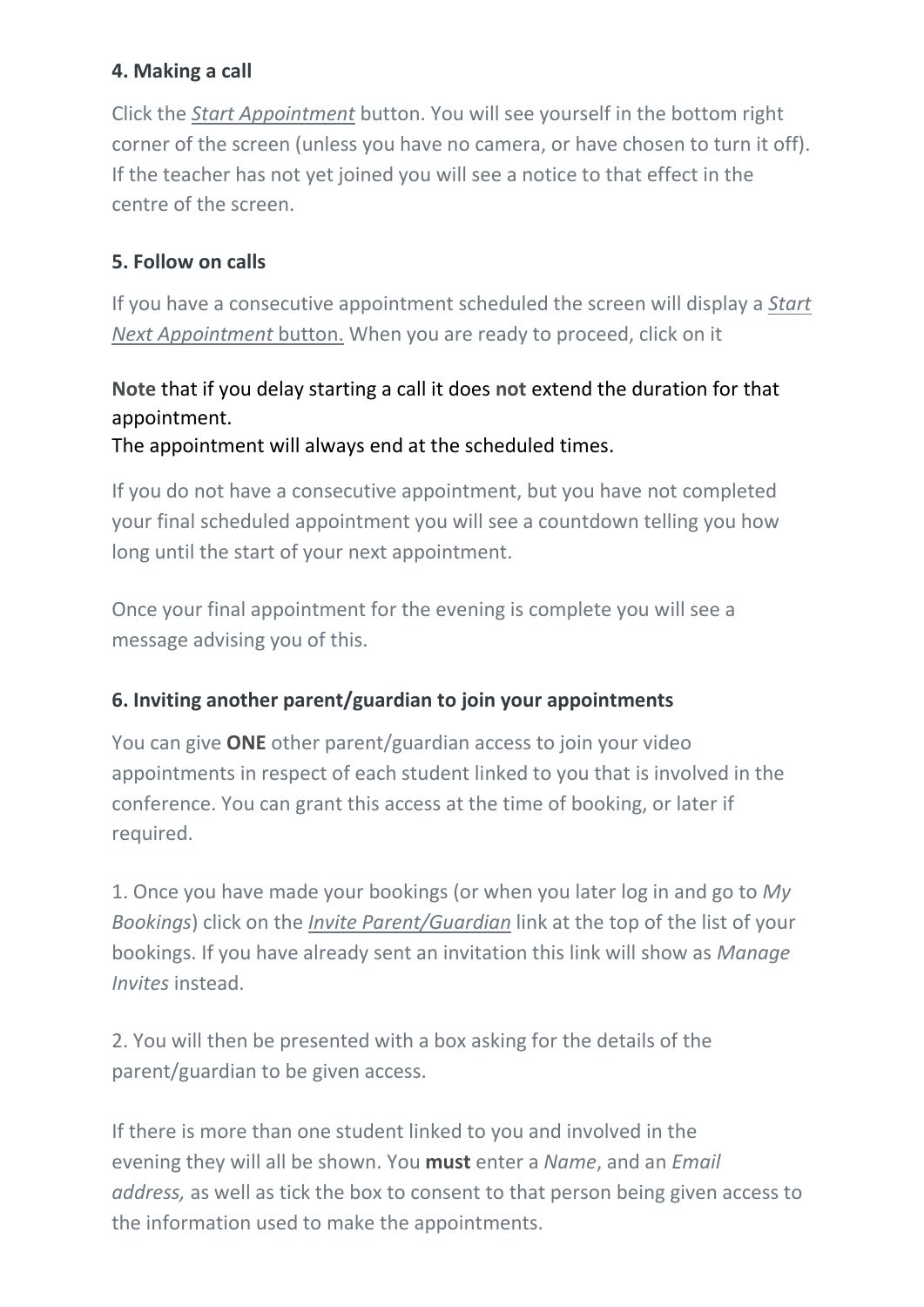### 4. Making a call

Click the *Start Appointment* button. You will see yourself in the bottom right corner of the screen (unless you have no camera, or have chosen to turn it off). If the teacher has not yet joined you will see a notice to that effect in the centre of the screen.

### 5. Follow on calls

If you have a consecutive appointment scheduled the screen will display a *Start Next Appointment* button. When you are ready to proceed, click on it

**Note** that if you delay starting a call it does **not** extend the duration for that appointment.
The appointment will always end at the scheduled times.

If you do not have a consecutive appointment, but you have not completed your final scheduled appointment you will see a countdown telling you how long until the start of your next appointment.

Once your final appointment for the evening is complete you will see a message advising you of this.

### 6. Inviting another parent/guardian to join your appointments

You can give **ONE** other parent/guardian access to join your video appointments in respect of each student linked to you that is involved in the conference. You can grant this access at the time of booking, or later if required.

1. Once you have made your bookings (or when you later log in and go to *My Bookings*) click on the *Invite Parent/Guardian* link at the top of the list of your bookings. If you have already sent an invitation this link will show as *Manage Invites* instead.

2. You will then be presented with a box asking for the details of the parent/guardian to be given access.

If there is more than one student linked to you and involved in the evening they will all be shown. You **must** enter a *Name*, and an *Email address,* as well as tick the box to consent to that person being given access to the information used to make the appointments.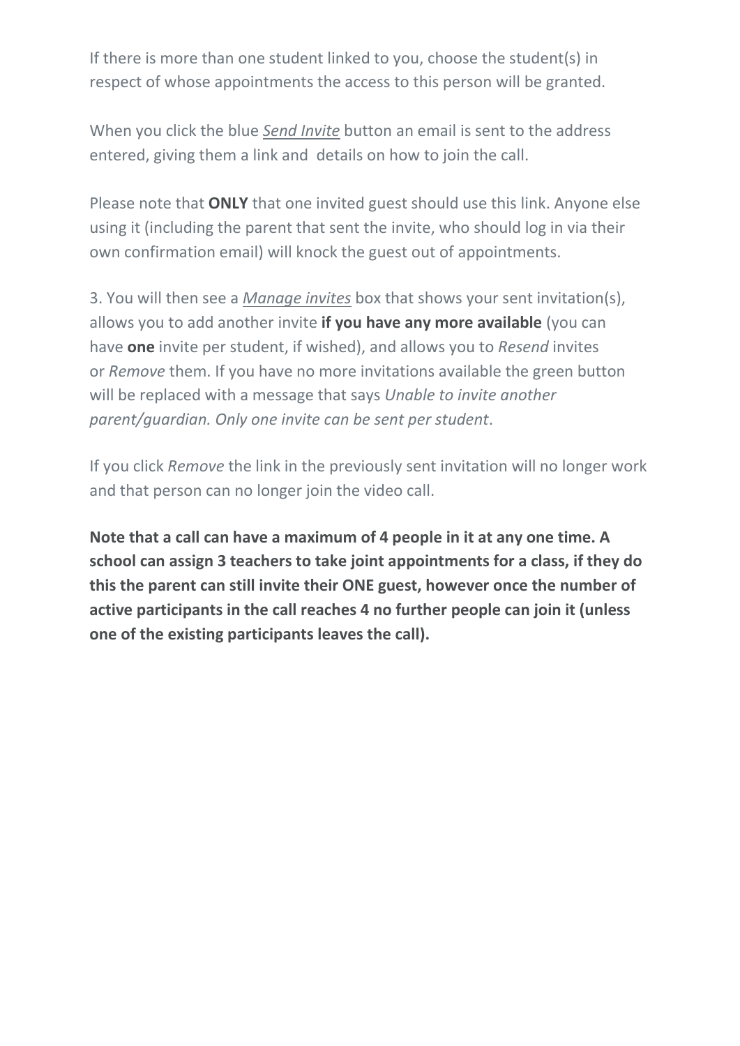If there is more than one student linked to you, choose the student(s) in respect of whose appointments the access to this person will be granted.

When you click the blue *Send Invite* button an email is sent to the address entered, giving them a link and details on how to join the call.

Please note that **ONLY** that one invited guest should use this link. Anyone else using it (including the parent that sent the invite, who should log in via their own confirmation email) will knock the guest out of appointments.

3. You will then see a *Manage invites* box that shows your sent invitation(s), allows you to add another invite **if you have any more available** (you can have **one** invite per student, if wished), and allows you to *Resend* invites or *Remove* them. If you have no more invitations available the green button will be replaced with a message that says *Unable to invite another parent/guardian. Only one invite can be sent per student*.

If you click *Remove* the link in the previously sent invitation will no longer work and that person can no longer join the video call.

**Note that a call can have a maximum of 4 people in it at any one time. A school can assign 3 teachers to take joint appointments for a class, if they do this the parent can still invite their ONE guest, however once the number of active participants in the call reaches 4 no further people can join it (unless one of the existing participants leaves the call).**